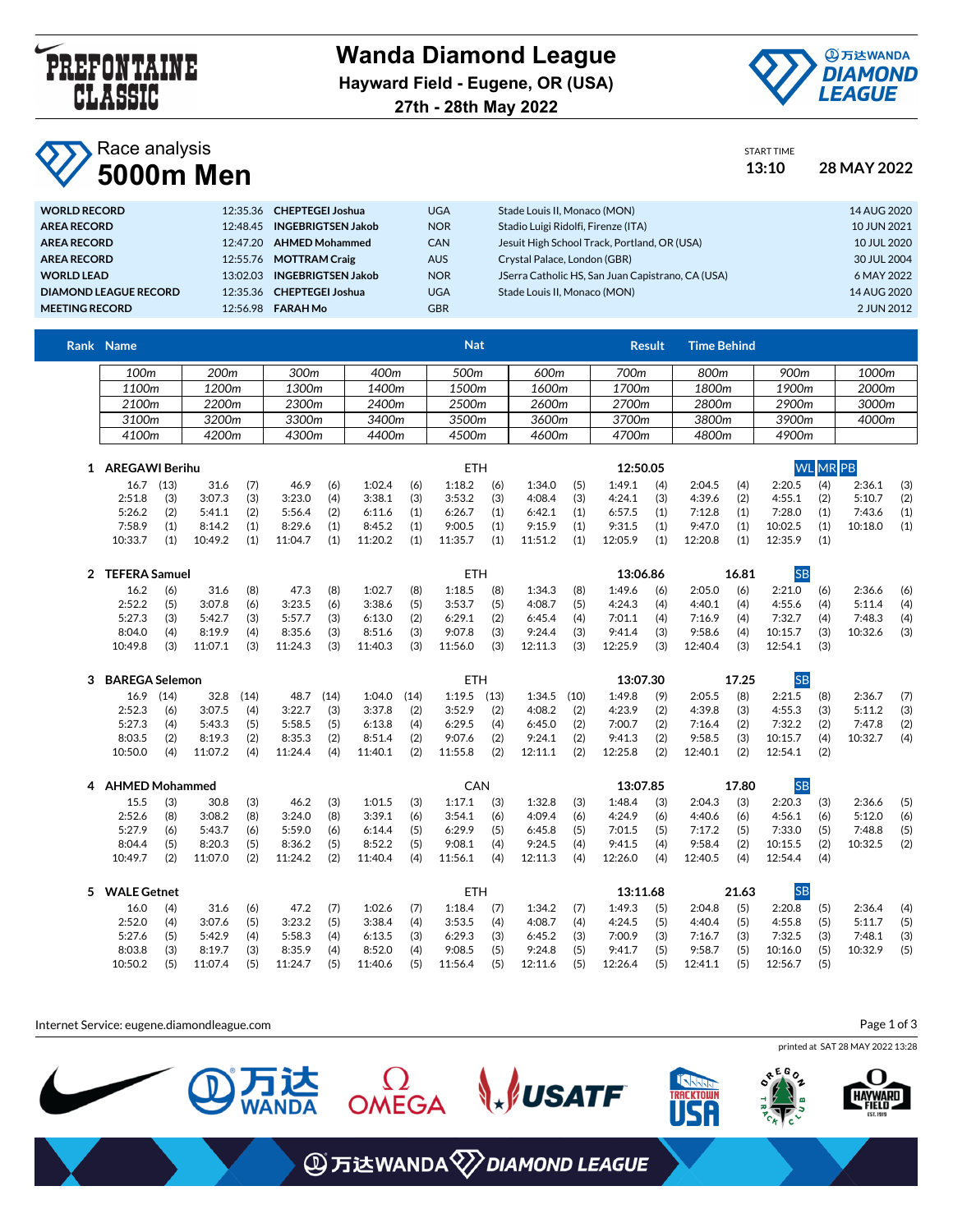# Wanda Diamond League

**Hayward Field - Eugene, OR (USA)**

**27th - 28th May 2022**

## Race analysis

# 5000m Men

START TIME **13:10** **28 MAY 2022**

| | | | | | |
|---|---|---|---|---|---|
| **WORLD RECORD** | 12:35.36 | **CHEPTEGEI Joshua** | UGA | Stade Louis II, Monaco (MON) | 14 AUG 2020 |
| **AREA RECORD** | 12:48.45 | **INGEBRIGTSEN Jakob** | NOR | Stadio Luigi Ridolfi, Firenze (ITA) | 10 JUN 2021 |
| **AREA RECORD** | 12:47.20 | **AHMED Mohammed** | CAN | Jesuit High School Track, Portland, OR (USA) | 10 JUL 2020 |
| **AREA RECORD** | 12:55.76 | **MOTTRAM Craig** | AUS | Crystal Palace, London (GBR) | 30 JUL 2004 |
| **WORLD LEAD** | 13:02.03 | **INGEBRIGTSEN Jakob** | NOR | JSerra Catholic HS, San Juan Capistrano, CA (USA) | 6 MAY 2022 |
| **DIAMOND LEAGUE RECORD** | 12:35.36 | **CHEPTEGEI Joshua** | UGA | Stade Louis II, Monaco (MON) | 14 AUG 2020 |
| **MEETING RECORD** | 12:56.98 | **FARAH Mo** | GBR | | 2 JUN 2012 |

**Rank** | **Name** | **Nat** | **Result** | **Time Behind**

| 100m | 200m | 300m | 400m | 500m | 600m | 700m | 800m | 900m | 1000m |
|---|---|---|---|---|---|---|---|---|---|
| 1100m | 1200m | 1300m | 1400m | 1500m | 1600m | 1700m | 1800m | 1900m | 2000m |
| 2100m | 2200m | 2300m | 2400m | 2500m | 2600m | 2700m | 2800m | 2900m | 3000m |
| 3100m | 3200m | 3300m | 3400m | 3500m | 3600m | 3700m | 3800m | 3900m | 4000m |
| 4100m | 4200m | 4300m | 4400m | 4500m | 4600m | 4700m | 4800m | 4900m | |

### 1 AREGAWI Berihu — ETH — 12:50.05 — WL MR PB

| | | | | | | | | | |
|---|---|---|---|---|---|---|---|---|---|
| 16.7 (13) | 31.6 (7) | 46.9 (6) | 1:02.4 (6) | 1:18.2 (6) | 1:34.0 (5) | 1:49.1 (4) | 2:04.5 (4) | 2:20.5 (4) | 2:36.1 (3) |
| 2:51.8 (3) | 3:07.3 (3) | 3:23.0 (4) | 3:38.1 (3) | 3:53.2 (3) | 4:08.4 (3) | 4:24.1 (3) | 4:39.6 (2) | 4:55.1 (2) | 5:10.7 (2) |
| 5:26.2 (2) | 5:41.1 (2) | 5:56.4 (2) | 6:11.6 (1) | 6:26.7 (1) | 6:42.1 (1) | 6:57.5 (1) | 7:12.8 (1) | 7:28.0 (1) | 7:43.6 (1) |
| 7:58.9 (1) | 8:14.2 (1) | 8:29.6 (1) | 8:45.2 (1) | 9:00.5 (1) | 9:15.9 (1) | 9:31.5 (1) | 9:47.0 (1) | 10:02.5 (1) | 10:18.0 (1) |
| 10:33.7 (1) | 10:49.2 (1) | 11:04.7 (1) | 11:20.2 (1) | 11:35.7 (1) | 11:51.2 (1) | 12:05.9 (1) | 12:20.8 (1) | 12:35.9 (1) | |

### 2 TEFERA Samuel — ETH — 13:06.86 — 16.81 — SB

| | | | | | | | | | |
|---|---|---|---|---|---|---|---|---|---|
| 16.2 (6) | 31.6 (8) | 47.3 (8) | 1:02.7 (8) | 1:18.5 (8) | 1:34.3 (8) | 1:49.6 (6) | 2:05.0 (6) | 2:21.0 (6) | 2:36.6 (6) |
| 2:52.2 (5) | 3:07.8 (6) | 3:23.5 (6) | 3:38.6 (5) | 3:53.7 (5) | 4:08.7 (5) | 4:24.3 (4) | 4:40.1 (4) | 4:55.6 (4) | 5:11.4 (4) |
| 5:27.3 (3) | 5:42.7 (3) | 5:57.7 (3) | 6:13.0 (2) | 6:29.1 (2) | 6:45.4 (4) | 7:01.1 (4) | 7:16.9 (4) | 7:32.7 (4) | 7:48.3 (4) |
| 8:04.0 (4) | 8:19.9 (4) | 8:35.6 (3) | 8:51.6 (3) | 9:07.8 (3) | 9:24.4 (3) | 9:41.4 (3) | 9:58.6 (4) | 10:15.7 (3) | 10:32.6 (3) |
| 10:49.8 (3) | 11:07.1 (3) | 11:24.3 (3) | 11:40.3 (3) | 11:56.0 (3) | 12:11.3 (3) | 12:25.9 (3) | 12:40.4 (3) | 12:54.1 (3) | |

### 3 BAREGA Selemon — ETH — 13:07.30 — 17.25 — SB

| | | | | | | | | | |
|---|---|---|---|---|---|---|---|---|---|
| 16.9 (14) | 32.8 (14) | 48.7 (14) | 1:04.0 (14) | 1:19.5 (13) | 1:34.5 (10) | 1:49.8 (9) | 2:05.5 (8) | 2:21.5 (8) | 2:36.7 (7) |
| 2:52.3 (6) | 3:07.5 (4) | 3:22.7 (3) | 3:37.8 (2) | 3:52.9 (2) | 4:08.2 (2) | 4:23.9 (2) | 4:39.8 (3) | 4:55.3 (3) | 5:11.2 (3) |
| 5:27.3 (4) | 5:43.3 (5) | 5:58.5 (5) | 6:13.8 (4) | 6:29.5 (4) | 6:45.0 (2) | 7:00.7 (2) | 7:16.4 (2) | 7:32.2 (2) | 7:47.8 (2) |
| 8:03.5 (2) | 8:19.3 (2) | 8:35.3 (2) | 8:51.4 (2) | 9:07.6 (2) | 9:24.1 (2) | 9:41.3 (2) | 9:58.5 (3) | 10:15.7 (4) | 10:32.7 (4) |
| 10:50.0 (4) | 11:07.2 (4) | 11:24.4 (4) | 11:40.1 (2) | 11:55.8 (2) | 12:11.1 (2) | 12:25.8 (2) | 12:40.1 (2) | 12:54.1 (2) | |

### 4 AHMED Mohammed — CAN — 13:07.85 — 17.80 — SB

| | | | | | | | | | |
|---|---|---|---|---|---|---|---|---|---|
| 15.5 (3) | 30.8 (3) | 46.2 (3) | 1:01.5 (3) | 1:17.1 (3) | 1:32.8 (3) | 1:48.4 (3) | 2:04.3 (3) | 2:20.3 (3) | 2:36.6 (5) |
| 2:52.6 (8) | 3:08.2 (8) | 3:24.0 (8) | 3:39.1 (6) | 3:54.1 (6) | 4:09.4 (6) | 4:24.9 (6) | 4:40.6 (6) | 4:56.1 (6) | 5:12.0 (6) |
| 5:27.9 (6) | 5:43.7 (6) | 5:59.0 (6) | 6:14.4 (5) | 6:29.9 (5) | 6:45.8 (5) | 7:01.5 (5) | 7:17.2 (5) | 7:33.0 (5) | 7:48.8 (5) |
| 8:04.4 (5) | 8:20.3 (5) | 8:36.2 (5) | 8:52.2 (5) | 9:08.1 (4) | 9:24.5 (4) | 9:41.5 (4) | 9:58.4 (2) | 10:15.5 (2) | 10:32.5 (2) |
| 10:49.7 (2) | 11:07.0 (2) | 11:24.2 (2) | 11:40.4 (4) | 11:56.1 (4) | 12:11.3 (4) | 12:26.0 (4) | 12:40.5 (4) | 12:54.4 (4) | |

### 5 WALE Getnet — ETH — 13:11.68 — 21.63 — SB

| | | | | | | | | | |
|---|---|---|---|---|---|---|---|---|---|
| 16.0 (4) | 31.6 (6) | 47.2 (7) | 1:02.6 (7) | 1:18.4 (7) | 1:34.2 (7) | 1:49.3 (5) | 2:04.8 (5) | 2:20.8 (5) | 2:36.4 (4) |
| 2:52.0 (4) | 3:07.6 (5) | 3:23.2 (5) | 3:38.4 (4) | 3:53.5 (4) | 4:08.7 (4) | 4:24.5 (5) | 4:40.4 (5) | 4:55.8 (5) | 5:11.7 (5) |
| 5:27.6 (5) | 5:42.9 (4) | 5:58.3 (4) | 6:13.5 (3) | 6:29.3 (3) | 6:45.2 (3) | 7:00.9 (3) | 7:16.7 (3) | 7:32.5 (3) | 7:48.1 (3) |
| 8:03.8 (3) | 8:19.7 (3) | 8:35.9 (4) | 8:52.0 (4) | 9:08.5 (5) | 9:24.8 (5) | 9:41.7 (5) | 9:58.7 (5) | 10:16.0 (5) | 10:32.9 (5) |
| 10:50.2 (5) | 11:07.4 (5) | 11:24.7 (5) | 11:40.6 (5) | 11:56.4 (5) | 12:11.6 (5) | 12:26.4 (5) | 12:41.1 (5) | 12:56.7 (5) | |

Internet Service: eugene.diamondleague.com

printed at SAT 28 MAY 2022 13:28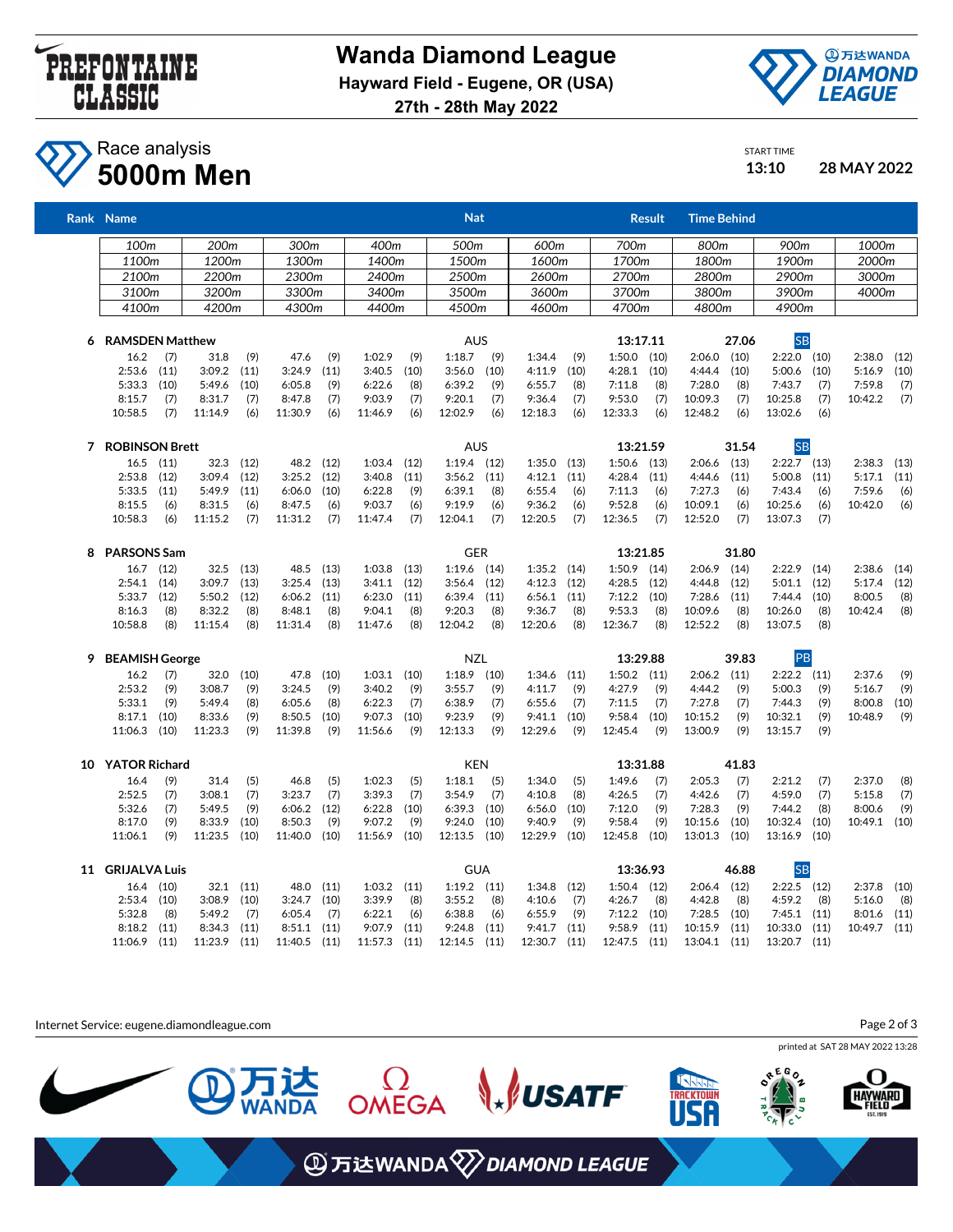# Wanda Diamond League

**Hayward Field - Eugene, OR (USA)**

**27th - 28th May 2022**

## Race analysis

## 5000m Men

START TIME **13:10** **28 MAY 2022**

| Rank | Name | Nat | Result | Time Behind | |
|---|---|---|---|---|---|

| 100m | 200m | 300m | 400m | 500m | 600m | 700m | 800m | 900m | 1000m |
|---|---|---|---|---|---|---|---|---|---|
| 1100m | 1200m | 1300m | 1400m | 1500m | 1600m | 1700m | 1800m | 1900m | 2000m |
| 2100m | 2200m | 2300m | 2400m | 2500m | 2600m | 2700m | 2800m | 2900m | 3000m |
| 3100m | 3200m | 3300m | 3400m | 3500m | 3600m | 3700m | 3800m | 3900m | 4000m |
| 4100m | 4200m | 4300m | 4400m | 4500m | 4600m | 4700m | 4800m | 4900m | |

### 6 RAMSDEN Matthew — AUS — 13:17.11 — 27.06 — SB

| | | | | | | | | | |
|---|---|---|---|---|---|---|---|---|---|
| 16.2 (7) | 31.8 (9) | 47.6 (9) | 1:02.9 (9) | 1:18.7 (9) | 1:34.4 (9) | 1:50.0 (10) | 2:06.0 (10) | 2:22.0 (10) | 2:38.0 (12) |
| 2:53.6 (11) | 3:09.2 (11) | 3:24.9 (11) | 3:40.5 (10) | 3:56.0 (10) | 4:11.9 (10) | 4:28.1 (10) | 4:44.4 (10) | 5:00.6 (10) | 5:16.9 (10) |
| 5:33.3 (10) | 5:49.6 (10) | 6:05.8 (9) | 6:22.6 (8) | 6:39.2 (9) | 6:55.7 (8) | 7:11.8 (8) | 7:28.0 (8) | 7:43.7 (7) | 7:59.8 (7) |
| 8:15.7 (7) | 8:31.7 (7) | 8:47.8 (7) | 9:03.9 (7) | 9:20.1 (7) | 9:36.4 (7) | 9:53.0 (7) | 10:09.3 (7) | 10:25.8 (7) | 10:42.2 (7) |
| 10:58.5 (7) | 11:14.9 (6) | 11:30.9 (6) | 11:46.9 (6) | 12:02.9 (6) | 12:18.3 (6) | 12:33.3 (6) | 12:48.2 (6) | 13:02.6 (6) | |

### 7 ROBINSON Brett — AUS — 13:21.59 — 31.54 — SB

| | | | | | | | | | |
|---|---|---|---|---|---|---|---|---|---|
| 16.5 (11) | 32.3 (12) | 48.2 (12) | 1:03.4 (12) | 1:19.4 (12) | 1:35.0 (13) | 1:50.6 (13) | 2:06.6 (13) | 2:22.7 (13) | 2:38.3 (13) |
| 2:53.8 (12) | 3:09.4 (12) | 3:25.2 (12) | 3:40.8 (11) | 3:56.2 (11) | 4:12.1 (11) | 4:28.4 (11) | 4:44.6 (11) | 5:00.8 (11) | 5:17.1 (11) |
| 5:33.5 (11) | 5:49.9 (11) | 6:06.0 (10) | 6:22.8 (9) | 6:39.1 (8) | 6:55.4 (6) | 7:11.3 (6) | 7:27.3 (6) | 7:43.4 (6) | 7:59.6 (6) |
| 8:15.5 (6) | 8:31.5 (6) | 8:47.5 (6) | 9:03.7 (6) | 9:19.9 (6) | 9:36.2 (6) | 9:52.8 (6) | 10:09.1 (6) | 10:25.6 (6) | 10:42.0 (6) |
| 10:58.3 (6) | 11:15.2 (7) | 11:31.2 (7) | 11:47.4 (7) | 12:04.1 (7) | 12:20.5 (7) | 12:36.5 (7) | 12:52.0 (7) | 13:07.3 (7) | |

### 8 PARSONS Sam — GER — 13:21.85 — 31.80

| | | | | | | | | | |
|---|---|---|---|---|---|---|---|---|---|
| 16.7 (12) | 32.5 (13) | 48.5 (13) | 1:03.8 (13) | 1:19.6 (14) | 1:35.2 (14) | 1:50.9 (14) | 2:06.9 (14) | 2:22.9 (14) | 2:38.6 (14) |
| 2:54.1 (14) | 3:09.7 (13) | 3:25.4 (13) | 3:41.1 (12) | 3:56.4 (12) | 4:12.3 (12) | 4:28.5 (12) | 4:44.8 (12) | 5:01.1 (12) | 5:17.4 (12) |
| 5:33.7 (12) | 5:50.2 (12) | 6:06.2 (11) | 6:23.0 (11) | 6:39.4 (11) | 6:56.1 (11) | 7:12.2 (10) | 7:28.6 (11) | 7:44.4 (10) | 8:00.5 (8) |
| 8:16.3 (8) | 8:32.2 (8) | 8:48.1 (8) | 9:04.1 (8) | 9:20.3 (8) | 9:36.7 (8) | 9:53.3 (8) | 10:09.6 (8) | 10:26.0 (8) | 10:42.4 (8) |
| 10:58.8 (8) | 11:15.4 (8) | 11:31.4 (8) | 11:47.6 (8) | 12:04.2 (8) | 12:20.6 (8) | 12:36.7 (8) | 12:52.2 (8) | 13:07.5 (8) | |

### 9 BEAMISH George — NZL — 13:29.88 — 39.83 — PB

| | | | | | | | | | |
|---|---|---|---|---|---|---|---|---|---|
| 16.2 (7) | 32.0 (10) | 47.8 (10) | 1:03.1 (10) | 1:18.9 (10) | 1:34.6 (11) | 1:50.2 (11) | 2:06.2 (11) | 2:22.2 (11) | 2:37.6 (9) |
| 2:53.2 (9) | 3:08.7 (9) | 3:24.5 (9) | 3:40.2 (9) | 3:55.7 (9) | 4:11.7 (9) | 4:27.9 (9) | 4:44.2 (9) | 5:00.3 (9) | 5:16.7 (9) |
| 5:33.1 (9) | 5:49.4 (8) | 6:05.6 (8) | 6:22.3 (7) | 6:38.9 (7) | 6:55.6 (7) | 7:11.5 (7) | 7:27.8 (7) | 7:44.3 (9) | 8:00.8 (10) |
| 8:17.1 (10) | 8:33.6 (9) | 8:50.5 (10) | 9:07.3 (10) | 9:23.9 (9) | 9:41.1 (10) | 9:58.4 (10) | 10:15.2 (9) | 10:32.1 (9) | 10:48.9 (9) |
| 11:06.3 (10) | 11:23.3 (9) | 11:39.8 (9) | 11:56.6 (9) | 12:13.3 (9) | 12:29.6 (9) | 12:45.4 (9) | 13:00.9 (9) | 13:15.7 (9) | |

### 10 YATOR Richard — KEN — 13:31.88 — 41.83

| | | | | | | | | | |
|---|---|---|---|---|---|---|---|---|---|
| 16.4 (9) | 31.4 (5) | 46.8 (5) | 1:02.3 (5) | 1:18.1 (5) | 1:34.0 (5) | 1:49.6 (7) | 2:05.3 (7) | 2:21.2 (7) | 2:37.0 (8) |
| 2:52.5 (7) | 3:08.1 (7) | 3:23.7 (7) | 3:39.3 (7) | 3:54.9 (7) | 4:10.8 (8) | 4:26.5 (7) | 4:42.6 (7) | 4:59.0 (7) | 5:15.8 (7) |
| 5:32.6 (7) | 5:49.5 (9) | 6:06.2 (12) | 6:22.8 (10) | 6:39.3 (10) | 6:56.0 (10) | 7:12.0 (9) | 7:28.3 (9) | 7:44.2 (8) | 8:00.6 (9) |
| 8:17.0 (9) | 8:33.9 (10) | 8:50.3 (9) | 9:07.2 (9) | 9:24.0 (10) | 9:40.9 (9) | 9:58.4 (9) | 10:15.6 (10) | 10:32.4 (10) | 10:49.1 (10) |
| 11:06.1 (9) | 11:23.5 (10) | 11:40.0 (10) | 11:56.9 (10) | 12:13.5 (10) | 12:29.9 (10) | 12:45.8 (10) | 13:01.3 (10) | 13:16.9 (10) | |

### 11 GRIJALVA Luis — GUA — 13:36.93 — 46.88 — SB

| | | | | | | | | | |
|---|---|---|---|---|---|---|---|---|---|
| 16.4 (10) | 32.1 (11) | 48.0 (11) | 1:03.2 (11) | 1:19.2 (11) | 1:34.8 (12) | 1:50.4 (12) | 2:06.4 (12) | 2:22.5 (12) | 2:37.8 (10) |
| 2:53.4 (10) | 3:08.9 (10) | 3:24.7 (10) | 3:39.9 (8) | 3:55.2 (8) | 4:10.6 (7) | 4:26.7 (8) | 4:42.8 (8) | 4:59.2 (8) | 5:16.0 (8) |
| 5:32.8 (8) | 5:49.2 (7) | 6:05.4 (7) | 6:22.1 (6) | 6:38.8 (6) | 6:55.9 (9) | 7:12.2 (10) | 7:28.5 (10) | 7:45.1 (11) | 8:01.6 (11) |
| 8:18.2 (11) | 8:34.3 (11) | 8:51.1 (11) | 9:07.9 (11) | 9:24.8 (11) | 9:41.7 (11) | 9:58.9 (11) | 10:15.9 (11) | 10:33.0 (11) | 10:49.7 (11) |
| 11:06.9 (11) | 11:23.9 (11) | 11:40.5 (11) | 11:57.3 (11) | 12:14.5 (11) | 12:30.7 (11) | 12:47.5 (11) | 13:04.1 (11) | 13:20.7 (11) | |

Internet Service: eugene.diamondleague.com

printed at SAT 28 MAY 2022 13:28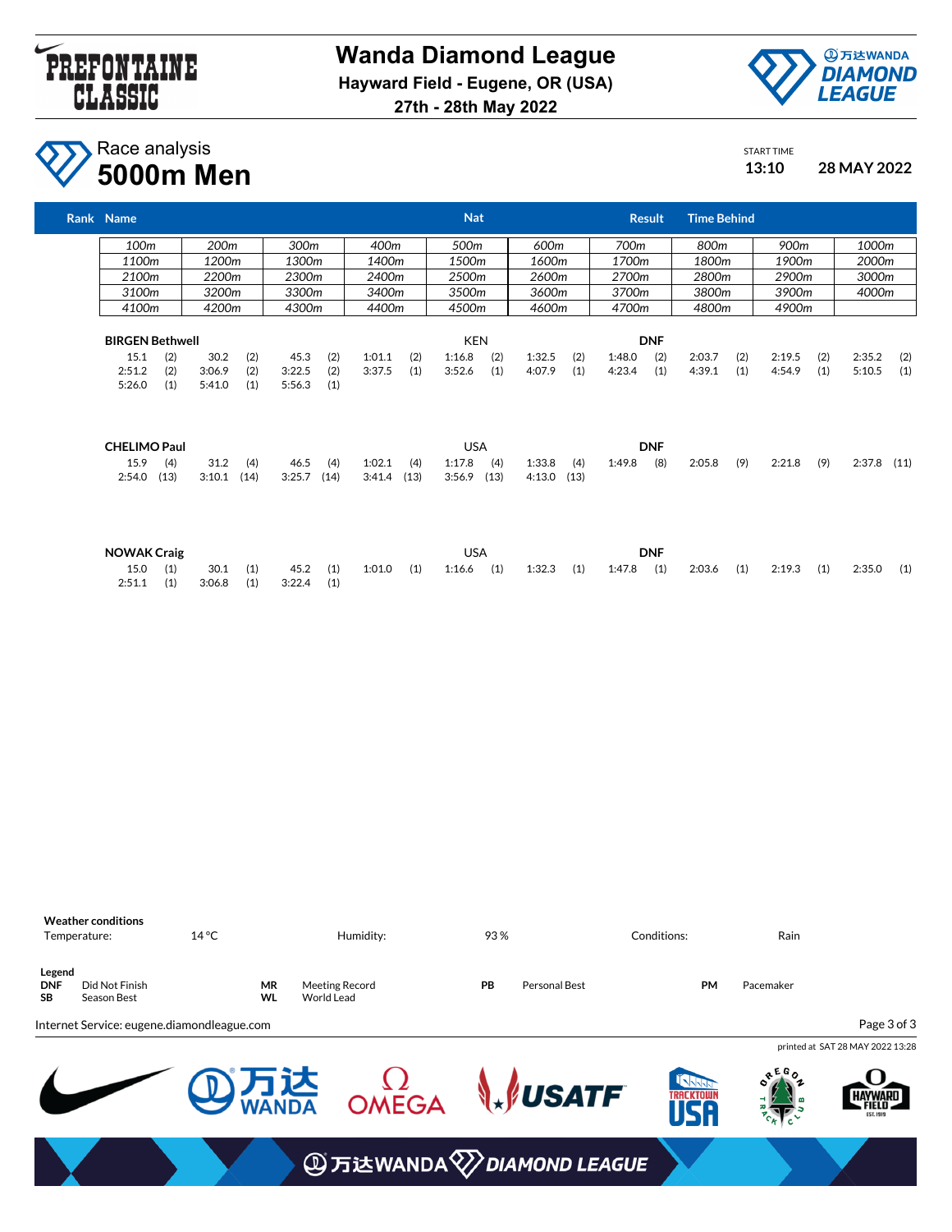# Wanda Diamond League

**Hayward Field - Eugene, OR (USA)**

**27th - 28th May 2022**

## Race analysis

# 5000m Men

START TIME **13:10** **28 MAY 2022**

| Rank | Name | Nat | Result | Time Behind |
|---|---|---|---|---|

| | | | | | | | | | |
|---|---|---|---|---|---|---|---|---|---|
| 100m | 200m | 300m | 400m | 500m | 600m | 700m | 800m | 900m | 1000m |
| 1100m | 1200m | 1300m | 1400m | 1500m | 1600m | 1700m | 1800m | 1900m | 2000m |
| 2100m | 2200m | 2300m | 2400m | 2500m | 2600m | 2700m | 2800m | 2900m | 3000m |
| 3100m | 3200m | 3300m | 3400m | 3500m | 3600m | 3700m | 3800m | 3900m | 4000m |
| 4100m | 4200m | 4300m | 4400m | 4500m | 4600m | 4700m | 4800m | 4900m | |

**BIRGEN Bethwell** KEN **DNF**

| | | | | | | | | | |
|---|---|---|---|---|---|---|---|---|---|
| 15.1 (2) | 30.2 (2) | 45.3 (2) | 1:01.1 (2) | 1:16.8 (2) | 1:32.5 (2) | 1:48.0 (2) | 2:03.7 (2) | 2:19.5 (2) | 2:35.2 (2) |
| 2:51.2 (2) | 3:06.9 (2) | 3:22.5 (2) | 3:37.5 (1) | 3:52.6 (1) | 4:07.9 (1) | 4:23.4 (1) | 4:39.1 (1) | 4:54.9 (1) | 5:10.5 (1) |
| 5:26.0 (1) | 5:41.0 (1) | 5:56.3 (1) | | | | | | | |

**CHELIMO Paul** USA **DNF**

| | | | | | | | | | |
|---|---|---|---|---|---|---|---|---|---|
| 15.9 (4) | 31.2 (4) | 46.5 (4) | 1:02.1 (4) | 1:17.8 (4) | 1:33.8 (4) | 1:49.8 (8) | 2:05.8 (9) | 2:21.8 (9) | 2:37.8 (11) |
| 2:54.0 (13) | 3:10.1 (14) | 3:25.7 (14) | 3:41.4 (13) | 3:56.9 (13) | 4:13.0 (13) | | | | |

**NOWAK Craig** USA **DNF**

| | | | | | | | | | |
|---|---|---|---|---|---|---|---|---|---|
| 15.0 (1) | 30.1 (1) | 45.2 (1) | 1:01.0 (1) | 1:16.6 (1) | 1:32.3 (1) | 1:47.8 (1) | 2:03.6 (1) | 2:19.3 (1) | 2:35.0 (1) |
| 2:51.1 (1) | 3:06.8 (1) | 3:22.4 (1) | | | | | | | |

**Weather conditions**

Temperature: 14 °C Humidity: 93 % Conditions: Rain

**Legend**

| | | | | | | | |
|---|---|---|---|---|---|---|---|
| **DNF** | Did Not Finish | **MR** | Meeting Record | **PB** | Personal Best | **PM** | Pacemaker |
| **SB** | Season Best | **WL** | World Lead | | | | |

Internet Service: eugene.diamondleague.com

printed at SAT 28 MAY 2022 13:28